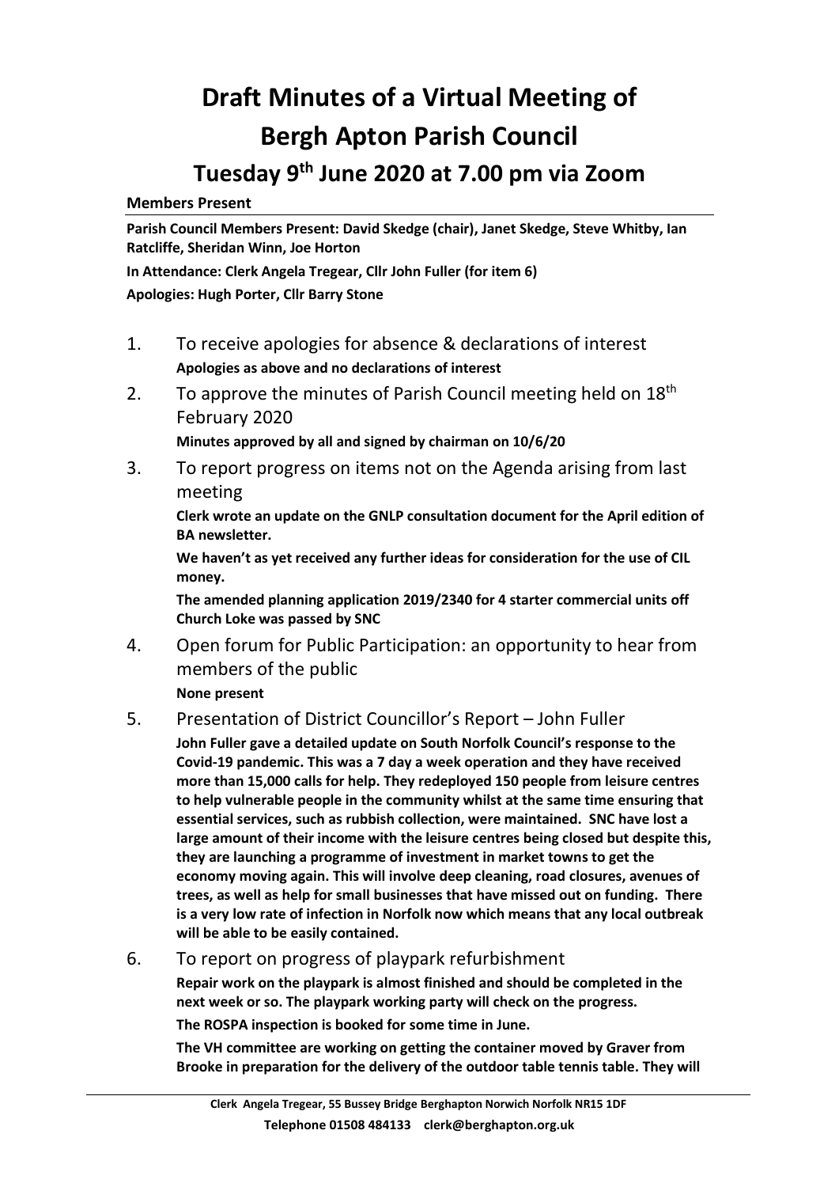# Draft Minutes of a Virtual Meeting of Bergh Apton Parish Council

## Tuesday 9th June 2020 at 7.00 pm via Zoom

**Members Present**

**Parish Council Members Present: David Skedge (chair), Janet Skedge, Steve Whitby, Ian Ratcliffe, Sheridan Winn, Joe Horton**

**In Attendance: Clerk Angela Tregear, Cllr John Fuller (for item 6)**

**Apologies: Hugh Porter, Cllr Barry Stone**

1. To receive apologies for absence & declarations of interest

   **Apologies as above and no declarations of interest**

2. To approve the minutes of Parish Council meeting held on 18th February 2020

   **Minutes approved by all and signed by chairman on 10/6/20**

3. To report progress on items not on the Agenda arising from last meeting

   **Clerk wrote an update on the GNLP consultation document for the April edition of BA newsletter.**

   **We haven't as yet received any further ideas for consideration for the use of CIL money.**

   **The amended planning application 2019/2340 for 4 starter commercial units off Church Loke was passed by SNC**

4. Open forum for Public Participation: an opportunity to hear from members of the public

   **None present**

5. Presentation of District Councillor's Report – John Fuller

   **John Fuller gave a detailed update on South Norfolk Council's response to the Covid-19 pandemic. This was a 7 day a week operation and they have received more than 15,000 calls for help. They redeployed 150 people from leisure centres to help vulnerable people in the community whilst at the same time ensuring that essential services, such as rubbish collection, were maintained. SNC have lost a large amount of their income with the leisure centres being closed but despite this, they are launching a programme of investment in market towns to get the economy moving again. This will involve deep cleaning, road closures, avenues of trees, as well as help for small businesses that have missed out on funding. There is a very low rate of infection in Norfolk now which means that any local outbreak will be able to be easily contained.**

6. To report on progress of playpark refurbishment

   **Repair work on the playpark is almost finished and should be completed in the next week or so. The playpark working party will check on the progress.**

   **The ROSPA inspection is booked for some time in June.**

   **The VH committee are working on getting the container moved by Graver from Brooke in preparation for the delivery of the outdoor table tennis table. They will**

Clerk Angela Tregear, 55 Bussey Bridge Berghapton Norwich Norfolk NR15 1DF

Telephone 01508 484133 clerk@berghapton.org.uk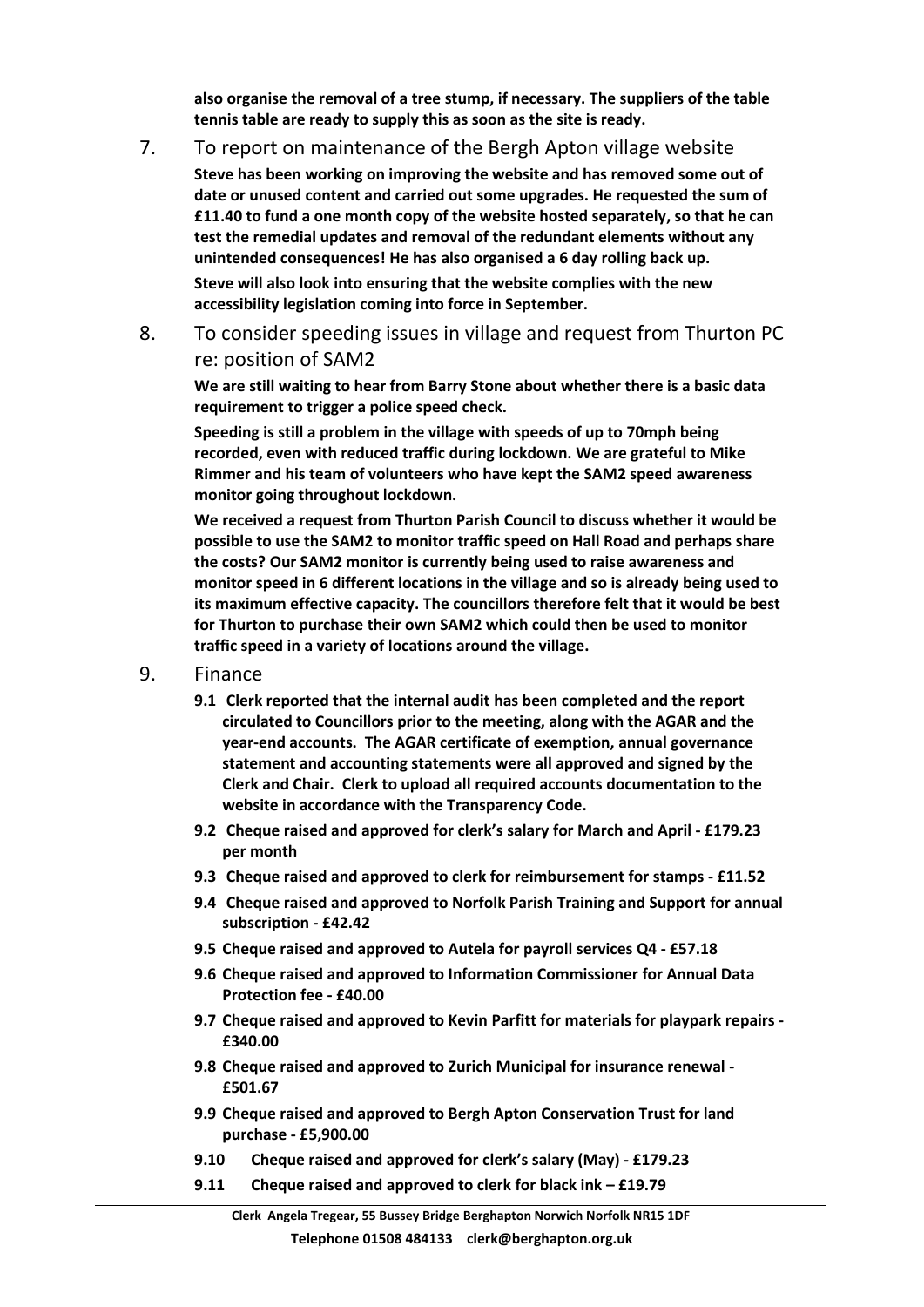**also organise the removal of a tree stump, if necessary. The suppliers of the table tennis table are ready to supply this as soon as the site is ready.**

7. To report on maintenance of the Bergh Apton village website

   **Steve has been working on improving the website and has removed some out of date or unused content and carried out some upgrades. He requested the sum of £11.40 to fund a one month copy of the website hosted separately, so that he can test the remedial updates and removal of the redundant elements without any unintended consequences! He has also organised a 6 day rolling back up.**

   **Steve will also look into ensuring that the website complies with the new accessibility legislation coming into force in September.**

8. To consider speeding issues in village and request from Thurton PC re: position of SAM2

   **We are still waiting to hear from Barry Stone about whether there is a basic data requirement to trigger a police speed check.**

   **Speeding is still a problem in the village with speeds of up to 70mph being recorded, even with reduced traffic during lockdown. We are grateful to Mike Rimmer and his team of volunteers who have kept the SAM2 speed awareness monitor going throughout lockdown.**

   **We received a request from Thurton Parish Council to discuss whether it would be possible to use the SAM2 to monitor traffic speed on Hall Road and perhaps share the costs? Our SAM2 monitor is currently being used to raise awareness and monitor speed in 6 different locations in the village and so is already being used to its maximum effective capacity. The councillors therefore felt that it would be best for Thurton to purchase their own SAM2 which could then be used to monitor traffic speed in a variety of locations around the village.**

9. Finance

   **9.1 Clerk reported that the internal audit has been completed and the report circulated to Councillors prior to the meeting, along with the AGAR and the year-end accounts. The AGAR certificate of exemption, annual governance statement and accounting statements were all approved and signed by the Clerk and Chair. Clerk to upload all required accounts documentation to the website in accordance with the Transparency Code.**

   **9.2 Cheque raised and approved for clerk's salary for March and April - £179.23 per month**

   **9.3 Cheque raised and approved to clerk for reimbursement for stamps - £11.52**

   **9.4 Cheque raised and approved to Norfolk Parish Training and Support for annual subscription - £42.42**

   **9.5 Cheque raised and approved to Autela for payroll services Q4 - £57.18**

   **9.6 Cheque raised and approved to Information Commissioner for Annual Data Protection fee - £40.00**

   **9.7 Cheque raised and approved to Kevin Parfitt for materials for playpark repairs - £340.00**

   **9.8 Cheque raised and approved to Zurich Municipal for insurance renewal - £501.67**

   **9.9 Cheque raised and approved to Bergh Apton Conservation Trust for land purchase - £5,900.00**

   **9.10 Cheque raised and approved for clerk's salary (May) - £179.23**

   **9.11 Cheque raised and approved to clerk for black ink – £19.79**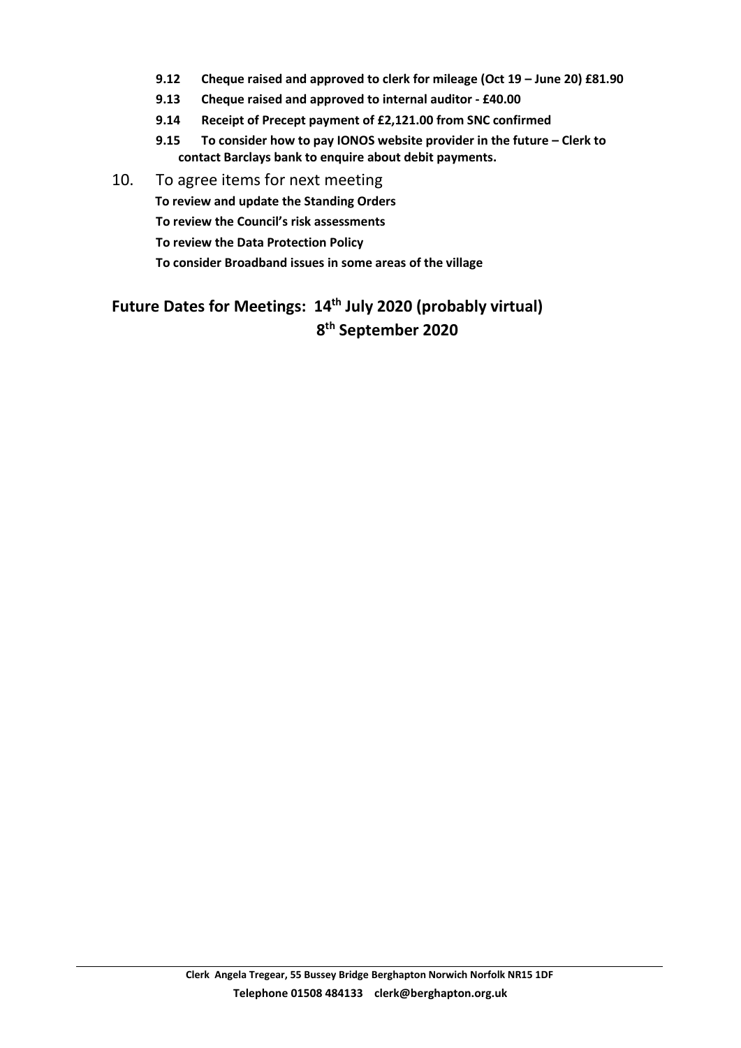**9.12 Cheque raised and approved to clerk for mileage (Oct 19 – June 20) £81.90**

**9.13 Cheque raised and approved to internal auditor - £40.00**

**9.14 Receipt of Precept payment of £2,121.00 from SNC confirmed**

**9.15 To consider how to pay IONOS website provider in the future – Clerk to contact Barclays bank to enquire about debit payments.**

10. To agree items for next meeting

**To review and update the Standing Orders**

**To review the Council's risk assessments**

**To review the Data Protection Policy**

**To consider Broadband issues in some areas of the village**

## Future Dates for Meetings: 14th July 2020 (probably virtual)
## 8th September 2020

**Clerk Angela Tregear, 55 Bussey Bridge Berghapton Norwich Norfolk NR15 1DF**
**Telephone 01508 484133 clerk@berghapton.org.uk**